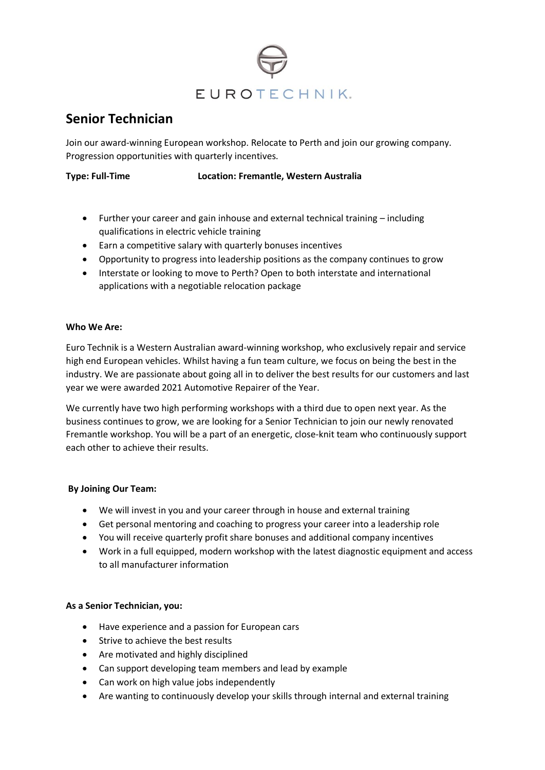EUROTECHNIK.

# Senior Technician

Join our award-winning European workshop. Relocate to Perth and join our growing company. Progression opportunities with quarterly incentives.

**Type: Full-Time** **Location: Fremantle, Western Australia**

- Further your career and gain inhouse and external technical training – including qualifications in electric vehicle training
- Earn a competitive salary with quarterly bonuses incentives
- Opportunity to progress into leadership positions as the company continues to grow
- Interstate or looking to move to Perth? Open to both interstate and international applications with a negotiable relocation package

**Who We Are:**

Euro Technik is a Western Australian award-winning workshop, who exclusively repair and service high end European vehicles. Whilst having a fun team culture, we focus on being the best in the industry. We are passionate about going all in to deliver the best results for our customers and last year we were awarded 2021 Automotive Repairer of the Year.

We currently have two high performing workshops with a third due to open next year. As the business continues to grow, we are looking for a Senior Technician to join our newly renovated Fremantle workshop. You will be a part of an energetic, close-knit team who continuously support each other to achieve their results.

**By Joining Our Team:**

- We will invest in you and your career through in house and external training
- Get personal mentoring and coaching to progress your career into a leadership role
- You will receive quarterly profit share bonuses and additional company incentives
- Work in a full equipped, modern workshop with the latest diagnostic equipment and access to all manufacturer information

**As a Senior Technician, you:**

- Have experience and a passion for European cars
- Strive to achieve the best results
- Are motivated and highly disciplined
- Can support developing team members and lead by example
- Can work on high value jobs independently
- Are wanting to continuously develop your skills through internal and external training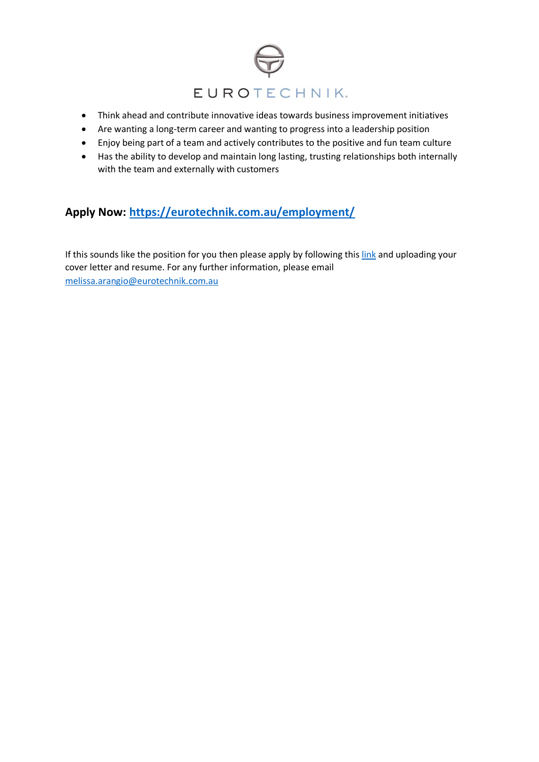- Think ahead and contribute innovative ideas towards business improvement initiatives
- Are wanting a long-term career and wanting to progress into a leadership position
- Enjoy being part of a team and actively contributes to the positive and fun team culture
- Has the ability to develop and maintain long lasting, trusting relationships both internally with the team and externally with customers

**Apply Now: [https://eurotechnik.com.au/employment/](https://eurotechnik.com.au/employment/)**

If this sounds like the position for you then please apply by following this link and uploading your cover letter and resume. For any further information, please email melissa.arangio@eurotechnik.com.au